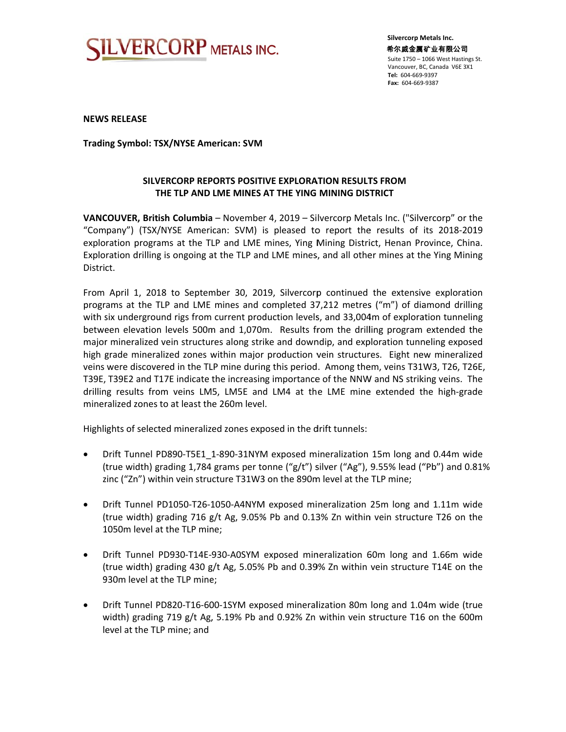**SILVERCORP METALS INC.**

**Silvercorp Metals Inc.**
**希尔威金属矿业有限公司**
Suite 1750 – 1066 West Hastings St.
Vancouver, BC, Canada V6E 3X1
**Tel:** 604-669-9397
**Fax:** 604-669-9387

**NEWS RELEASE**

**Trading Symbol: TSX/NYSE American: SVM**

## SILVERCORP REPORTS POSITIVE EXPLORATION RESULTS FROM THE TLP AND LME MINES AT THE YING MINING DISTRICT

**VANCOUVER, British Columbia** – November 4, 2019 – Silvercorp Metals Inc. ("Silvercorp" or the "Company") (TSX/NYSE American: SVM) is pleased to report the results of its 2018-2019 exploration programs at the TLP and LME mines, Ying Mining District, Henan Province, China. Exploration drilling is ongoing at the TLP and LME mines, and all other mines at the Ying Mining District.

From April 1, 2018 to September 30, 2019, Silvercorp continued the extensive exploration programs at the TLP and LME mines and completed 37,212 metres ("m") of diamond drilling with six underground rigs from current production levels, and 33,004m of exploration tunneling between elevation levels 500m and 1,070m. Results from the drilling program extended the major mineralized vein structures along strike and downdip, and exploration tunneling exposed high grade mineralized zones within major production vein structures. Eight new mineralized veins were discovered in the TLP mine during this period. Among them, veins T31W3, T26, T26E, T39E, T39E2 and T17E indicate the increasing importance of the NNW and NS striking veins. The drilling results from veins LM5, LM5E and LM4 at the LME mine extended the high-grade mineralized zones to at least the 260m level.

Highlights of selected mineralized zones exposed in the drift tunnels:

- Drift Tunnel PD890-T5E1_1-890-31NYM exposed mineralization 15m long and 0.44m wide (true width) grading 1,784 grams per tonne ("g/t") silver ("Ag"), 9.55% lead ("Pb") and 0.81% zinc ("Zn") within vein structure T31W3 on the 890m level at the TLP mine;
- Drift Tunnel PD1050-T26-1050-A4NYM exposed mineralization 25m long and 1.11m wide (true width) grading 716 g/t Ag, 9.05% Pb and 0.13% Zn within vein structure T26 on the 1050m level at the TLP mine;
- Drift Tunnel PD930-T14E-930-A0SYM exposed mineralization 60m long and 1.66m wide (true width) grading 430 g/t Ag, 5.05% Pb and 0.39% Zn within vein structure T14E on the 930m level at the TLP mine;
- Drift Tunnel PD820-T16-600-1SYM exposed mineralization 80m long and 1.04m wide (true width) grading 719 g/t Ag, 5.19% Pb and 0.92% Zn within vein structure T16 on the 600m level at the TLP mine; and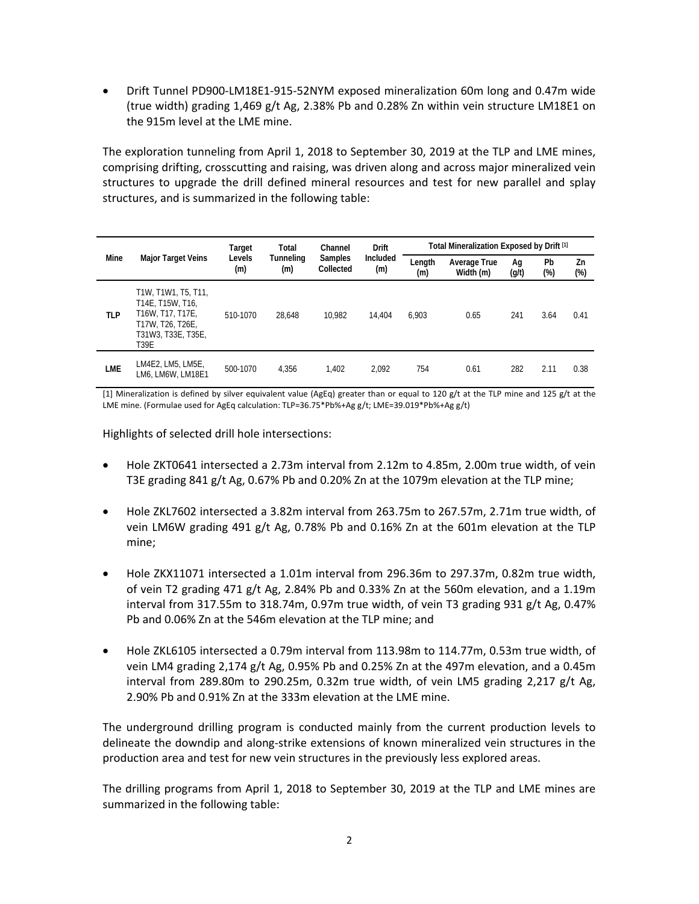- Drift Tunnel PD900-LM18E1-915-52NYM exposed mineralization 60m long and 0.47m wide (true width) grading 1,469 g/t Ag, 2.38% Pb and 0.28% Zn within vein structure LM18E1 on the 915m level at the LME mine.

The exploration tunneling from April 1, 2018 to September 30, 2019 at the TLP and LME mines, comprising drifting, crosscutting and raising, was driven along and across major mineralized vein structures to upgrade the drill defined mineral resources and test for new parallel and splay structures, and is summarized in the following table:

| Mine | Major Target Veins | Target Levels (m) | Total Tunneling (m) | Channel Samples Collected | Drift Included (m) | Total Mineralization Exposed by Drift [1] | | | | |
|---|---|---|---|---|---|---|---|---|---|---|
| | | | | | | Length (m) | Average True Width (m) | Ag (g/t) | Pb (%) | Zn (%) |
| TLP | T1W, T1W1, T5, T11, T14E, T15W, T16, T16W, T17, T17E, T17W, T26, T26E, T31W3, T33E, T35E, T39E | 510-1070 | 28,648 | 10,982 | 14,404 | 6,903 | 0.65 | 241 | 3.64 | 0.41 |
| LME | LM4E2, LM5, LM5E, LM6, LM6W, LM18E1 | 500-1070 | 4,356 | 1,402 | 2,092 | 754 | 0.61 | 282 | 2.11 | 0.38 |

[1] Mineralization is defined by silver equivalent value (AgEq) greater than or equal to 120 g/t at the TLP mine and 125 g/t at the LME mine. (Formulae used for AgEq calculation: TLP=36.75*Pb%+Ag g/t; LME=39.019*Pb%+Ag g/t)

Highlights of selected drill hole intersections:

- Hole ZKT0641 intersected a 2.73m interval from 2.12m to 4.85m, 2.00m true width, of vein T3E grading 841 g/t Ag, 0.67% Pb and 0.20% Zn at the 1079m elevation at the TLP mine;

- Hole ZKL7602 intersected a 3.82m interval from 263.75m to 267.57m, 2.71m true width, of vein LM6W grading 491 g/t Ag, 0.78% Pb and 0.16% Zn at the 601m elevation at the TLP mine;

- Hole ZKX11071 intersected a 1.01m interval from 296.36m to 297.37m, 0.82m true width, of vein T2 grading 471 g/t Ag, 2.84% Pb and 0.33% Zn at the 560m elevation, and a 1.19m interval from 317.55m to 318.74m, 0.97m true width, of vein T3 grading 931 g/t Ag, 0.47% Pb and 0.06% Zn at the 546m elevation at the TLP mine; and

- Hole ZKL6105 intersected a 0.79m interval from 113.98m to 114.77m, 0.53m true width, of vein LM4 grading 2,174 g/t Ag, 0.95% Pb and 0.25% Zn at the 497m elevation, and a 0.45m interval from 289.80m to 290.25m, 0.32m true width, of vein LM5 grading 2,217 g/t Ag, 2.90% Pb and 0.91% Zn at the 333m elevation at the LME mine.

The underground drilling program is conducted mainly from the current production levels to delineate the downdip and along-strike extensions of known mineralized vein structures in the production area and test for new vein structures in the previously less explored areas.

The drilling programs from April 1, 2018 to September 30, 2019 at the TLP and LME mines are summarized in the following table: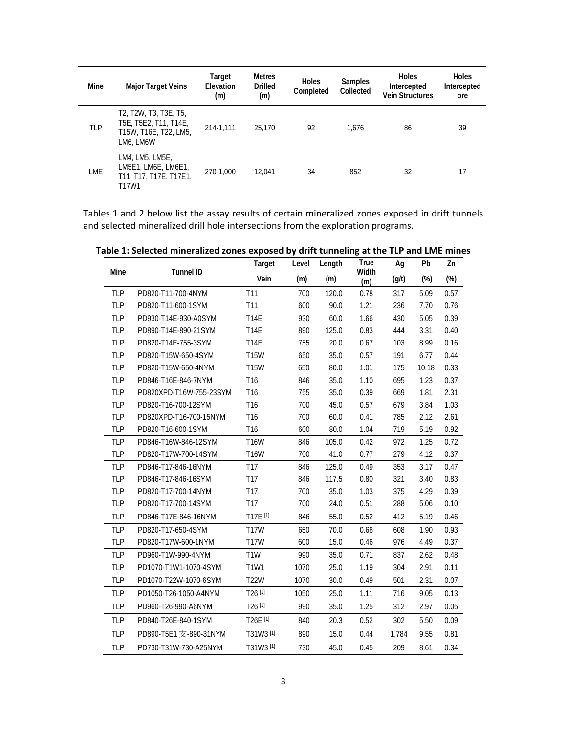| Mine | Major Target Veins | Target Elevation (m) | Metres Drilled (m) | Holes Completed | Samples Collected | Holes Intercepted Vein Structures | Holes Intercepted ore |
|---|---|---|---|---|---|---|---|
| TLP | T2, T2W, T3, T3E, T5, T5E, T5E2, T11, T14E, T15W, T16E, T22, LM5, LM6, LM6W | 214-1,111 | 25,170 | 92 | 1,676 | 86 | 39 |
| LME | LM4, LM5, LM5E, LM5E1, LM6E, LM6E1, T11, T17, T17E, T17E1, T17W1 | 270-1,000 | 12,041 | 34 | 852 | 32 | 17 |

Tables 1 and 2 below list the assay results of certain mineralized zones exposed in drift tunnels and selected mineralized drill hole intersections from the exploration programs.

**Table 1: Selected mineralized zones exposed by drift tunneling at the TLP and LME mines**

| Mine | Tunnel ID | Target Vein | Level (m) | Length (m) | True Width (m) | Ag (g/t) | Pb (%) | Zn (%) |
|---|---|---|---|---|---|---|---|---|
| TLP | PD820-T11-700-4NYM | T11 | 700 | 120.0 | 0.78 | 317 | 5.09 | 0.57 |
| TLP | PD820-T11-600-1SYM | T11 | 600 | 90.0 | 1.21 | 236 | 7.70 | 0.76 |
| TLP | PD930-T14E-930-A0SYM | T14E | 930 | 60.0 | 1.66 | 430 | 5.05 | 0.39 |
| TLP | PD890-T14E-890-21SYM | T14E | 890 | 125.0 | 0.83 | 444 | 3.31 | 0.40 |
| TLP | PD820-T14E-755-3SYM | T14E | 755 | 20.0 | 0.67 | 103 | 8.99 | 0.16 |
| TLP | PD820-T15W-650-4SYM | T15W | 650 | 35.0 | 0.57 | 191 | 6.77 | 0.44 |
| TLP | PD820-T15W-650-4NYM | T15W | 650 | 80.0 | 1.01 | 175 | 10.18 | 0.33 |
| TLP | PD846-T16E-846-7NYM | T16 | 846 | 35.0 | 1.10 | 695 | 1.23 | 0.37 |
| TLP | PD820XPD-T16W-755-23SYM | T16 | 755 | 35.0 | 0.39 | 669 | 1.81 | 2.31 |
| TLP | PD820-T16-700-12SYM | T16 | 700 | 45.0 | 0.57 | 679 | 3.84 | 1.03 |
| TLP | PD820XPD-T16-700-15NYM | T16 | 700 | 60.0 | 0.41 | 785 | 2.12 | 2.61 |
| TLP | PD820-T16-600-1SYM | T16 | 600 | 80.0 | 1.04 | 719 | 5.19 | 0.92 |
| TLP | PD846-T16W-846-12SYM | T16W | 846 | 105.0 | 0.42 | 972 | 1.25 | 0.72 |
| TLP | PD820-T17W-700-14SYM | T16W | 700 | 41.0 | 0.77 | 279 | 4.12 | 0.37 |
| TLP | PD846-T17-846-16NYM | T17 | 846 | 125.0 | 0.49 | 353 | 3.17 | 0.47 |
| TLP | PD846-T17-846-16SYM | T17 | 846 | 117.5 | 0.80 | 321 | 3.40 | 0.83 |
| TLP | PD820-T17-700-14NYM | T17 | 700 | 35.0 | 1.03 | 375 | 4.29 | 0.39 |
| TLP | PD820-T17-700-14SYM | T17 | 700 | 24.0 | 0.51 | 288 | 5.06 | 0.10 |
| TLP | PD846-T17E-846-16NYM | T17E [1] | 846 | 55.0 | 0.52 | 412 | 5.19 | 0.46 |
| TLP | PD820-T17-650-4SYM | T17W | 650 | 70.0 | 0.68 | 608 | 1.90 | 0.93 |
| TLP | PD820-T17W-600-1NYM | T17W | 600 | 15.0 | 0.46 | 976 | 4.49 | 0.37 |
| TLP | PD960-T1W-990-4NYM | T1W | 990 | 35.0 | 0.71 | 837 | 2.62 | 0.48 |
| TLP | PD1070-T1W1-1070-4SYM | T1W1 | 1070 | 25.0 | 1.19 | 304 | 2.91 | 0.11 |
| TLP | PD1070-T22W-1070-6SYM | T22W | 1070 | 30.0 | 0.49 | 501 | 2.31 | 0.07 |
| TLP | PD1050-T26-1050-A4NYM | T26 [1] | 1050 | 25.0 | 1.11 | 716 | 9.05 | 0.13 |
| TLP | PD960-T26-990-A6NYM | T26 [1] | 990 | 35.0 | 1.25 | 312 | 2.97 | 0.05 |
| TLP | PD840-T26E-840-1SYM | T26E [1] | 840 | 20.3 | 0.52 | 302 | 5.50 | 0.09 |
| TLP | PD890-T5E1 支-890-31NYM | T31W3 [1] | 890 | 15.0 | 0.44 | 1,784 | 9.55 | 0.81 |
| TLP | PD730-T31W-730-A25NYM | T31W3 [1] | 730 | 45.0 | 0.45 | 209 | 8.61 | 0.34 |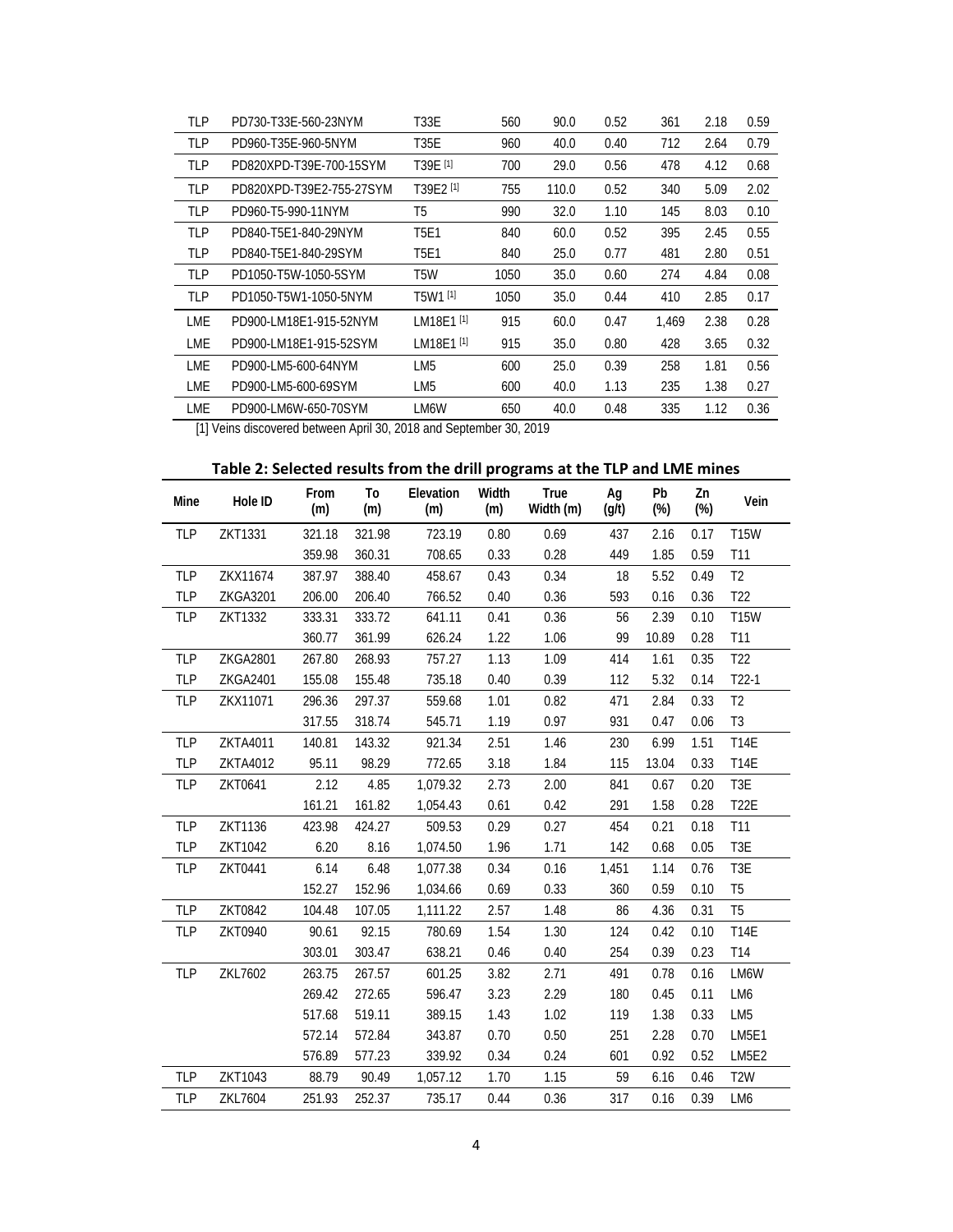| | | | | | | | | |
|---|---|---|---|---|---|---|---|---|
| TLP | PD730-T33E-560-23NYM | T33E | 560 | 90.0 | 0.52 | 361 | 2.18 | 0.59 |
| TLP | PD960-T35E-960-5NYM | T35E | 960 | 40.0 | 0.40 | 712 | 2.64 | 0.79 |
| TLP | PD820XPD-T39E-700-15SYM | T39E [1] | 700 | 29.0 | 0.56 | 478 | 4.12 | 0.68 |
| TLP | PD820XPD-T39E2-755-27SYM | T39E2 [1] | 755 | 110.0 | 0.52 | 340 | 5.09 | 2.02 |
| TLP | PD960-T5-990-11NYM | T5 | 990 | 32.0 | 1.10 | 145 | 8.03 | 0.10 |
| TLP | PD840-T5E1-840-29NYM | T5E1 | 840 | 60.0 | 0.52 | 395 | 2.45 | 0.55 |
| TLP | PD840-T5E1-840-29SYM | T5E1 | 840 | 25.0 | 0.77 | 481 | 2.80 | 0.51 |
| TLP | PD1050-T5W-1050-5SYM | T5W | 1050 | 35.0 | 0.60 | 274 | 4.84 | 0.08 |
| TLP | PD1050-T5W1-1050-5NYM | T5W1 [1] | 1050 | 35.0 | 0.44 | 410 | 2.85 | 0.17 |
| LME | PD900-LM18E1-915-52NYM | LM18E1 [1] | 915 | 60.0 | 0.47 | 1,469 | 2.38 | 0.28 |
| LME | PD900-LM18E1-915-52SYM | LM18E1 [1] | 915 | 35.0 | 0.80 | 428 | 3.65 | 0.32 |
| LME | PD900-LM5-600-64NYM | LM5 | 600 | 25.0 | 0.39 | 258 | 1.81 | 0.56 |
| LME | PD900-LM5-600-69SYM | LM5 | 600 | 40.0 | 1.13 | 235 | 1.38 | 0.27 |
| LME | PD900-LM6W-650-70SYM | LM6W | 650 | 40.0 | 0.48 | 335 | 1.12 | 0.36 |

[1] Veins discovered between April 30, 2018 and September 30, 2019

**Table 2: Selected results from the drill programs at the TLP and LME mines**

| Mine | Hole ID | From (m) | To (m) | Elevation (m) | Width (m) | True Width (m) | Ag (g/t) | Pb (%) | Zn (%) | Vein |
|---|---|---|---|---|---|---|---|---|---|---|
| TLP | ZKT1331 | 321.18 | 321.98 | 723.19 | 0.80 | 0.69 | 437 | 2.16 | 0.17 | T15W |
| | | 359.98 | 360.31 | 708.65 | 0.33 | 0.28 | 449 | 1.85 | 0.59 | T11 |
| TLP | ZKX11674 | 387.97 | 388.40 | 458.67 | 0.43 | 0.34 | 18 | 5.52 | 0.49 | T2 |
| TLP | ZKGA3201 | 206.00 | 206.40 | 766.52 | 0.40 | 0.36 | 593 | 0.16 | 0.36 | T22 |
| TLP | ZKT1332 | 333.31 | 333.72 | 641.11 | 0.41 | 0.36 | 56 | 2.39 | 0.10 | T15W |
| | | 360.77 | 361.99 | 626.24 | 1.22 | 1.06 | 99 | 10.89 | 0.28 | T11 |
| TLP | ZKGA2801 | 267.80 | 268.93 | 757.27 | 1.13 | 1.09 | 414 | 1.61 | 0.35 | T22 |
| TLP | ZKGA2401 | 155.08 | 155.48 | 735.18 | 0.40 | 0.39 | 112 | 5.32 | 0.14 | T22-1 |
| TLP | ZKX11071 | 296.36 | 297.37 | 559.68 | 1.01 | 0.82 | 471 | 2.84 | 0.33 | T2 |
| | | 317.55 | 318.74 | 545.71 | 1.19 | 0.97 | 931 | 0.47 | 0.06 | T3 |
| TLP | ZKTA4011 | 140.81 | 143.32 | 921.34 | 2.51 | 1.46 | 230 | 6.99 | 1.51 | T14E |
| TLP | ZKTA4012 | 95.11 | 98.29 | 772.65 | 3.18 | 1.84 | 115 | 13.04 | 0.33 | T14E |
| TLP | ZKT0641 | 2.12 | 4.85 | 1,079.32 | 2.73 | 2.00 | 841 | 0.67 | 0.20 | T3E |
| | | 161.21 | 161.82 | 1,054.43 | 0.61 | 0.42 | 291 | 1.58 | 0.28 | T22E |
| TLP | ZKT1136 | 423.98 | 424.27 | 509.53 | 0.29 | 0.27 | 454 | 0.21 | 0.18 | T11 |
| TLP | ZKT1042 | 6.20 | 8.16 | 1,074.50 | 1.96 | 1.71 | 142 | 0.68 | 0.05 | T3E |
| TLP | ZKT0441 | 6.14 | 6.48 | 1,077.38 | 0.34 | 0.16 | 1,451 | 1.14 | 0.76 | T3E |
| | | 152.27 | 152.96 | 1,034.66 | 0.69 | 0.33 | 360 | 0.59 | 0.10 | T5 |
| TLP | ZKT0842 | 104.48 | 107.05 | 1,111.22 | 2.57 | 1.48 | 86 | 4.36 | 0.31 | T5 |
| TLP | ZKT0940 | 90.61 | 92.15 | 780.69 | 1.54 | 1.30 | 124 | 0.42 | 0.10 | T14E |
| | | 303.01 | 303.47 | 638.21 | 0.46 | 0.40 | 254 | 0.39 | 0.23 | T14 |
| TLP | ZKL7602 | 263.75 | 267.57 | 601.25 | 3.82 | 2.71 | 491 | 0.78 | 0.16 | LM6W |
| | | 269.42 | 272.65 | 596.47 | 3.23 | 2.29 | 180 | 0.45 | 0.11 | LM6 |
| | | 517.68 | 519.11 | 389.15 | 1.43 | 1.02 | 119 | 1.38 | 0.33 | LM5 |
| | | 572.14 | 572.84 | 343.87 | 0.70 | 0.50 | 251 | 2.28 | 0.70 | LM5E1 |
| | | 576.89 | 577.23 | 339.92 | 0.34 | 0.24 | 601 | 0.92 | 0.52 | LM5E2 |
| TLP | ZKT1043 | 88.79 | 90.49 | 1,057.12 | 1.70 | 1.15 | 59 | 6.16 | 0.46 | T2W |
| TLP | ZKL7604 | 251.93 | 252.37 | 735.17 | 0.44 | 0.36 | 317 | 0.16 | 0.39 | LM6 |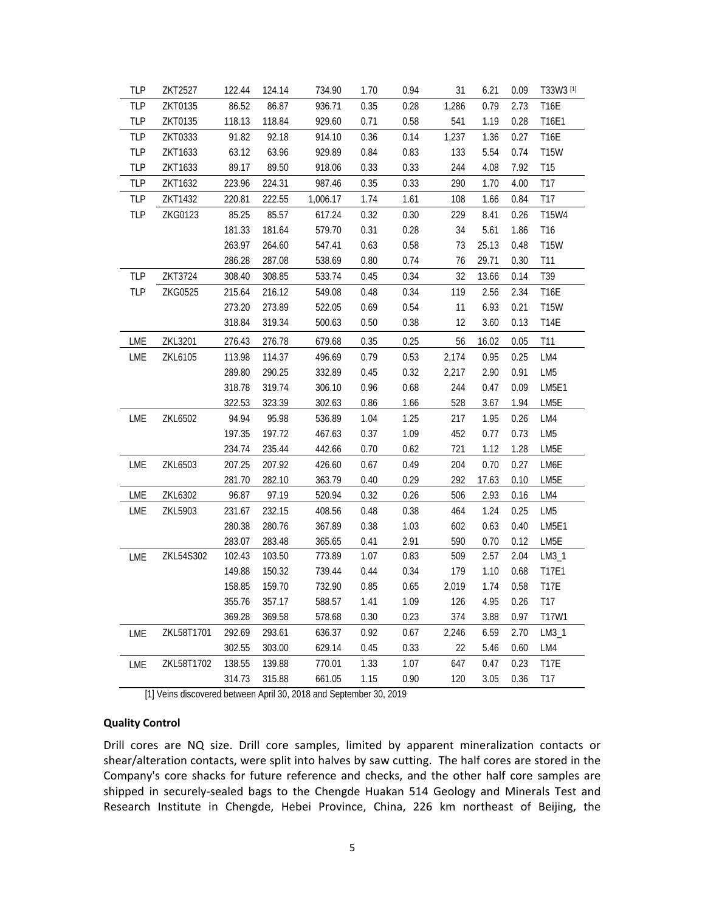| TLP | ZKT2527 | 122.44 | 124.14 | 734.90 | 1.70 | 0.94 | 31 | 6.21 | 0.09 | T33W3 [1] |
|---|---|---|---|---|---|---|---|---|---|---|
| TLP | ZKT0135 | 86.52 | 86.87 | 936.71 | 0.35 | 0.28 | 1,286 | 0.79 | 2.73 | T16E |
| TLP | ZKT0135 | 118.13 | 118.84 | 929.60 | 0.71 | 0.58 | 541 | 1.19 | 0.28 | T16E1 |
| TLP | ZKT0333 | 91.82 | 92.18 | 914.10 | 0.36 | 0.14 | 1,237 | 1.36 | 0.27 | T16E |
| TLP | ZKT1633 | 63.12 | 63.96 | 929.89 | 0.84 | 0.83 | 133 | 5.54 | 0.74 | T15W |
| TLP | ZKT1633 | 89.17 | 89.50 | 918.06 | 0.33 | 0.33 | 244 | 4.08 | 7.92 | T15 |
| TLP | ZKT1632 | 223.96 | 224.31 | 987.46 | 0.35 | 0.33 | 290 | 1.70 | 4.00 | T17 |
| TLP | ZKT1432 | 220.81 | 222.55 | 1,006.17 | 1.74 | 1.61 | 108 | 1.66 | 0.84 | T17 |
| TLP | ZKG0123 | 85.25 | 85.57 | 617.24 | 0.32 | 0.30 | 229 | 8.41 | 0.26 | T15W4 |
| | | 181.33 | 181.64 | 579.70 | 0.31 | 0.28 | 34 | 5.61 | 1.86 | T16 |
| | | 263.97 | 264.60 | 547.41 | 0.63 | 0.58 | 73 | 25.13 | 0.48 | T15W |
| | | 286.28 | 287.08 | 538.69 | 0.80 | 0.74 | 76 | 29.71 | 0.30 | T11 |
| TLP | ZKT3724 | 308.40 | 308.85 | 533.74 | 0.45 | 0.34 | 32 | 13.66 | 0.14 | T39 |
| TLP | ZKG0525 | 215.64 | 216.12 | 549.08 | 0.48 | 0.34 | 119 | 2.56 | 2.34 | T16E |
| | | 273.20 | 273.89 | 522.05 | 0.69 | 0.54 | 11 | 6.93 | 0.21 | T15W |
| | | 318.84 | 319.34 | 500.63 | 0.50 | 0.38 | 12 | 3.60 | 0.13 | T14E |
| LME | ZKL3201 | 276.43 | 276.78 | 679.68 | 0.35 | 0.25 | 56 | 16.02 | 0.05 | T11 |
| LME | ZKL6105 | 113.98 | 114.37 | 496.69 | 0.79 | 0.53 | 2,174 | 0.95 | 0.25 | LM4 |
| | | 289.80 | 290.25 | 332.89 | 0.45 | 0.32 | 2,217 | 2.90 | 0.91 | LM5 |
| | | 318.78 | 319.74 | 306.10 | 0.96 | 0.68 | 244 | 0.47 | 0.09 | LM5E1 |
| | | 322.53 | 323.39 | 302.63 | 0.86 | 1.66 | 528 | 3.67 | 1.94 | LM5E |
| LME | ZKL6502 | 94.94 | 95.98 | 536.89 | 1.04 | 1.25 | 217 | 1.95 | 0.26 | LM4 |
| | | 197.35 | 197.72 | 467.63 | 0.37 | 1.09 | 452 | 0.77 | 0.73 | LM5 |
| | | 234.74 | 235.44 | 442.66 | 0.70 | 0.62 | 721 | 1.12 | 1.28 | LM5E |
| LME | ZKL6503 | 207.25 | 207.92 | 426.60 | 0.67 | 0.49 | 204 | 0.70 | 0.27 | LM6E |
| | | 281.70 | 282.10 | 363.79 | 0.40 | 0.29 | 292 | 17.63 | 0.10 | LM5E |
| LME | ZKL6302 | 96.87 | 97.19 | 520.94 | 0.32 | 0.26 | 506 | 2.93 | 0.16 | LM4 |
| LME | ZKL5903 | 231.67 | 232.15 | 408.56 | 0.48 | 0.38 | 464 | 1.24 | 0.25 | LM5 |
| | | 280.38 | 280.76 | 367.89 | 0.38 | 1.03 | 602 | 0.63 | 0.40 | LM5E1 |
| | | 283.07 | 283.48 | 365.65 | 0.41 | 2.91 | 590 | 0.70 | 0.12 | LM5E |
| LME | ZKL54S302 | 102.43 | 103.50 | 773.89 | 1.07 | 0.83 | 509 | 2.57 | 2.04 | LM3_1 |
| | | 149.88 | 150.32 | 739.44 | 0.44 | 0.34 | 179 | 1.10 | 0.68 | T17E1 |
| | | 158.85 | 159.70 | 732.90 | 0.85 | 0.65 | 2,019 | 1.74 | 0.58 | T17E |
| | | 355.76 | 357.17 | 588.57 | 1.41 | 1.09 | 126 | 4.95 | 0.26 | T17 |
| | | 369.28 | 369.58 | 578.68 | 0.30 | 0.23 | 374 | 3.88 | 0.97 | T17W1 |
| LME | ZKL58T1701 | 292.69 | 293.61 | 636.37 | 0.92 | 0.67 | 2,246 | 6.59 | 2.70 | LM3_1 |
| | | 302.55 | 303.00 | 629.14 | 0.45 | 0.33 | 22 | 5.46 | 0.60 | LM4 |
| LME | ZKL58T1702 | 138.55 | 139.88 | 770.01 | 1.33 | 1.07 | 647 | 0.47 | 0.23 | T17E |
| | | 314.73 | 315.88 | 661.05 | 1.15 | 0.90 | 120 | 3.05 | 0.36 | T17 |

[1] Veins discovered between April 30, 2018 and September 30, 2019

**Quality Control**

Drill cores are NQ size. Drill core samples, limited by apparent mineralization contacts or shear/alteration contacts, were split into halves by saw cutting. The half cores are stored in the Company's core shacks for future reference and checks, and the other half core samples are shipped in securely-sealed bags to the Chengde Huakan 514 Geology and Minerals Test and Research Institute in Chengde, Hebei Province, China, 226 km northeast of Beijing, the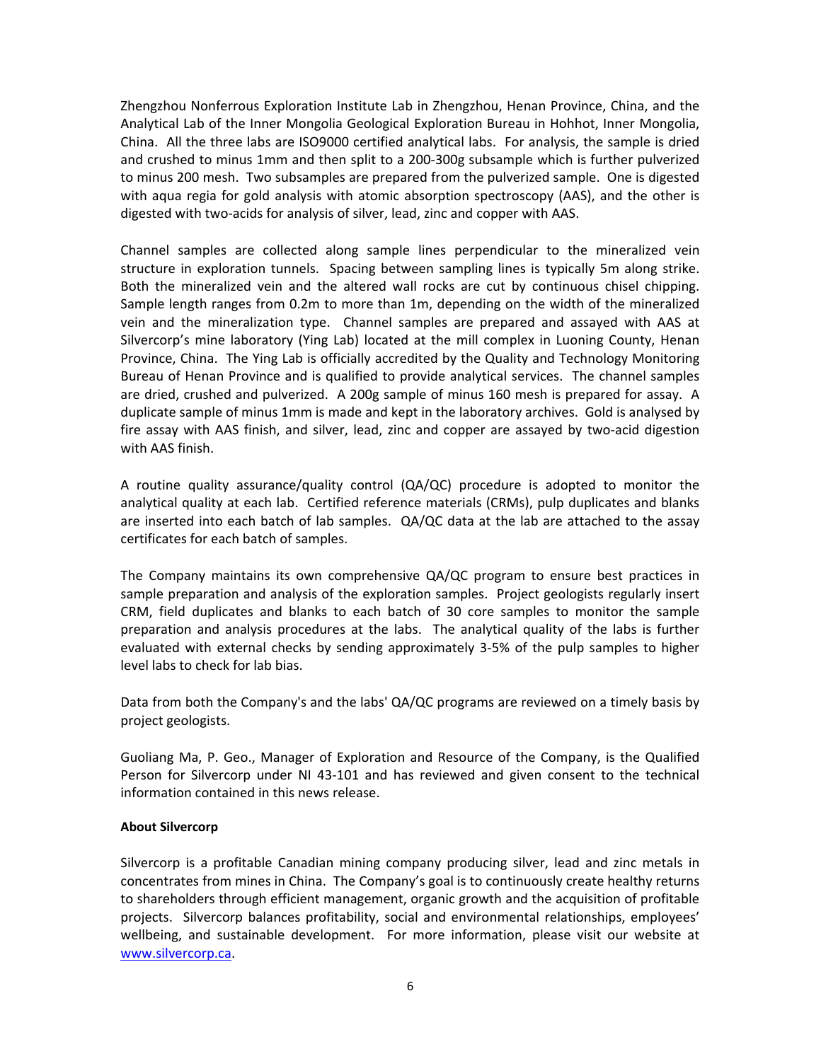Zhengzhou Nonferrous Exploration Institute Lab in Zhengzhou, Henan Province, China, and the Analytical Lab of the Inner Mongolia Geological Exploration Bureau in Hohhot, Inner Mongolia, China. All the three labs are ISO9000 certified analytical labs. For analysis, the sample is dried and crushed to minus 1mm and then split to a 200-300g subsample which is further pulverized to minus 200 mesh. Two subsamples are prepared from the pulverized sample. One is digested with aqua regia for gold analysis with atomic absorption spectroscopy (AAS), and the other is digested with two-acids for analysis of silver, lead, zinc and copper with AAS.

Channel samples are collected along sample lines perpendicular to the mineralized vein structure in exploration tunnels. Spacing between sampling lines is typically 5m along strike. Both the mineralized vein and the altered wall rocks are cut by continuous chisel chipping. Sample length ranges from 0.2m to more than 1m, depending on the width of the mineralized vein and the mineralization type. Channel samples are prepared and assayed with AAS at Silvercorp's mine laboratory (Ying Lab) located at the mill complex in Luoning County, Henan Province, China. The Ying Lab is officially accredited by the Quality and Technology Monitoring Bureau of Henan Province and is qualified to provide analytical services. The channel samples are dried, crushed and pulverized. A 200g sample of minus 160 mesh is prepared for assay. A duplicate sample of minus 1mm is made and kept in the laboratory archives. Gold is analysed by fire assay with AAS finish, and silver, lead, zinc and copper are assayed by two-acid digestion with AAS finish.

A routine quality assurance/quality control (QA/QC) procedure is adopted to monitor the analytical quality at each lab. Certified reference materials (CRMs), pulp duplicates and blanks are inserted into each batch of lab samples. QA/QC data at the lab are attached to the assay certificates for each batch of samples.

The Company maintains its own comprehensive QA/QC program to ensure best practices in sample preparation and analysis of the exploration samples. Project geologists regularly insert CRM, field duplicates and blanks to each batch of 30 core samples to monitor the sample preparation and analysis procedures at the labs. The analytical quality of the labs is further evaluated with external checks by sending approximately 3-5% of the pulp samples to higher level labs to check for lab bias.

Data from both the Company's and the labs' QA/QC programs are reviewed on a timely basis by project geologists.

Guoliang Ma, P. Geo., Manager of Exploration and Resource of the Company, is the Qualified Person for Silvercorp under NI 43-101 and has reviewed and given consent to the technical information contained in this news release.

**About Silvercorp**

Silvercorp is a profitable Canadian mining company producing silver, lead and zinc metals in concentrates from mines in China. The Company's goal is to continuously create healthy returns to shareholders through efficient management, organic growth and the acquisition of profitable projects. Silvercorp balances profitability, social and environmental relationships, employees' wellbeing, and sustainable development. For more information, please visit our website at www.silvercorp.ca.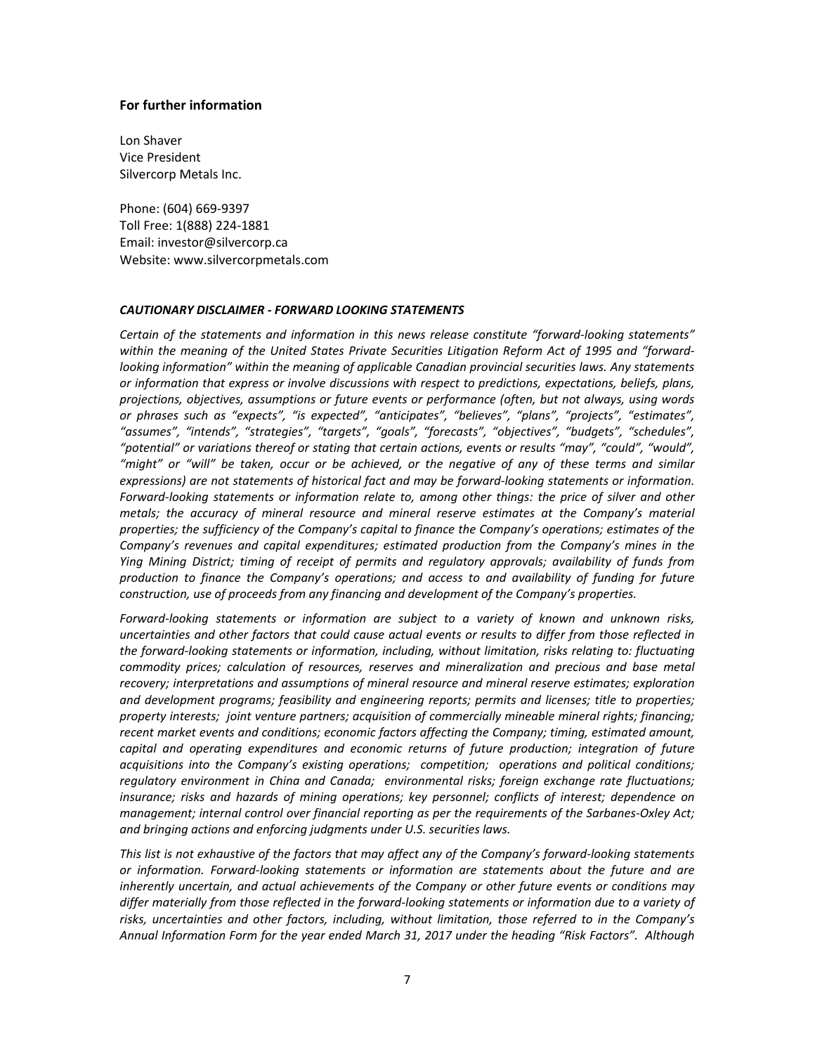**For further information**

Lon Shaver
Vice President
Silvercorp Metals Inc.

Phone: (604) 669-9397
Toll Free: 1(888) 224-1881
Email: investor@silvercorp.ca
Website: www.silvercorpmetals.com

***CAUTIONARY DISCLAIMER - FORWARD LOOKING STATEMENTS***

*Certain of the statements and information in this news release constitute "forward-looking statements" within the meaning of the United States Private Securities Litigation Reform Act of 1995 and "forward-looking information" within the meaning of applicable Canadian provincial securities laws. Any statements or information that express or involve discussions with respect to predictions, expectations, beliefs, plans, projections, objectives, assumptions or future events or performance (often, but not always, using words or phrases such as "expects", "is expected", "anticipates", "believes", "plans", "projects", "estimates", "assumes", "intends", "strategies", "targets", "goals", "forecasts", "objectives", "budgets", "schedules", "potential" or variations thereof or stating that certain actions, events or results "may", "could", "would", "might" or "will" be taken, occur or be achieved, or the negative of any of these terms and similar expressions) are not statements of historical fact and may be forward-looking statements or information. Forward-looking statements or information relate to, among other things: the price of silver and other metals; the accuracy of mineral resource and mineral reserve estimates at the Company's material properties; the sufficiency of the Company's capital to finance the Company's operations; estimates of the Company's revenues and capital expenditures; estimated production from the Company's mines in the Ying Mining District; timing of receipt of permits and regulatory approvals; availability of funds from production to finance the Company's operations; and access to and availability of funding for future construction, use of proceeds from any financing and development of the Company's properties.*

*Forward-looking statements or information are subject to a variety of known and unknown risks, uncertainties and other factors that could cause actual events or results to differ from those reflected in the forward-looking statements or information, including, without limitation, risks relating to: fluctuating commodity prices; calculation of resources, reserves and mineralization and precious and base metal recovery; interpretations and assumptions of mineral resource and mineral reserve estimates; exploration and development programs; feasibility and engineering reports; permits and licenses; title to properties; property interests; joint venture partners; acquisition of commercially mineable mineral rights; financing; recent market events and conditions; economic factors affecting the Company; timing, estimated amount, capital and operating expenditures and economic returns of future production; integration of future acquisitions into the Company's existing operations; competition; operations and political conditions; regulatory environment in China and Canada; environmental risks; foreign exchange rate fluctuations; insurance; risks and hazards of mining operations; key personnel; conflicts of interest; dependence on management; internal control over financial reporting as per the requirements of the Sarbanes-Oxley Act; and bringing actions and enforcing judgments under U.S. securities laws.*

*This list is not exhaustive of the factors that may affect any of the Company's forward-looking statements or information. Forward-looking statements or information are statements about the future and are inherently uncertain, and actual achievements of the Company or other future events or conditions may differ materially from those reflected in the forward-looking statements or information due to a variety of risks, uncertainties and other factors, including, without limitation, those referred to in the Company's Annual Information Form for the year ended March 31, 2017 under the heading "Risk Factors". Although*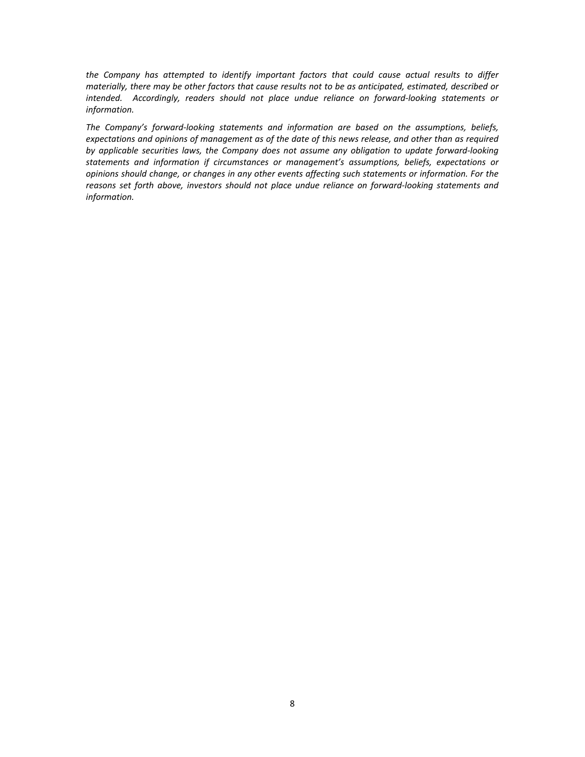*the Company has attempted to identify important factors that could cause actual results to differ materially, there may be other factors that cause results not to be as anticipated, estimated, described or intended. Accordingly, readers should not place undue reliance on forward-looking statements or information.*

*The Company's forward-looking statements and information are based on the assumptions, beliefs, expectations and opinions of management as of the date of this news release, and other than as required by applicable securities laws, the Company does not assume any obligation to update forward-looking statements and information if circumstances or management's assumptions, beliefs, expectations or opinions should change, or changes in any other events affecting such statements or information. For the reasons set forth above, investors should not place undue reliance on forward-looking statements and information.*